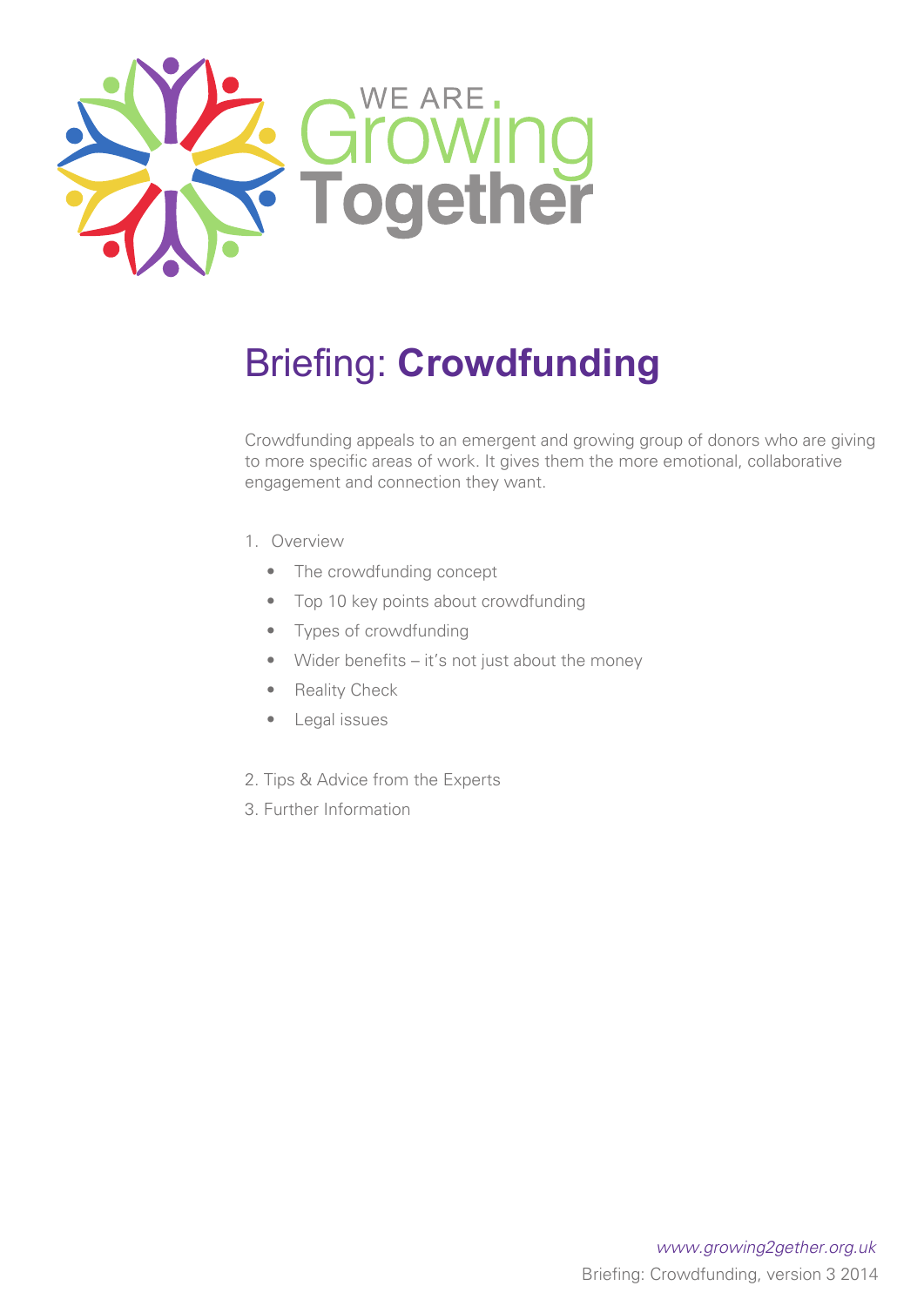WE ARE Growing Together

# Briefing: **Crowdfunding**

Crowdfunding appeals to an emergent and growing group of donors who are giving to more specific areas of work. It gives them the more emotional, collaborative engagement and connection they want.

1. Overview
   - The crowdfunding concept
   - Top 10 key points about crowdfunding
   - Types of crowdfunding
   - Wider benefits – it's not just about the money
   - Reality Check
   - Legal issues
2. Tips & Advice from the Experts
3. Further Information

*www.growing2gether.org.uk*

Briefing: Crowdfunding, version 3 2014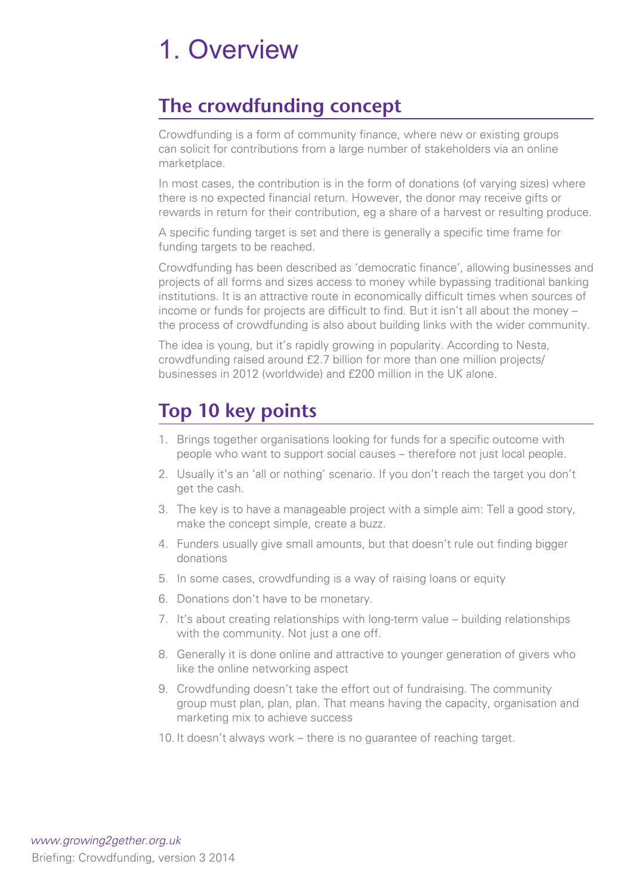# 1. Overview

## The crowdfunding concept

Crowdfunding is a form of community finance, where new or existing groups can solicit for contributions from a large number of stakeholders via an online marketplace.

In most cases, the contribution is in the form of donations (of varying sizes) where there is no expected financial return. However, the donor may receive gifts or rewards in return for their contribution, eg a share of a harvest or resulting produce.

A specific funding target is set and there is generally a specific time frame for funding targets to be reached.

Crowdfunding has been described as 'democratic finance', allowing businesses and projects of all forms and sizes access to money while bypassing traditional banking institutions. It is an attractive route in economically difficult times when sources of income or funds for projects are difficult to find. But it isn't all about the money – the process of crowdfunding is also about building links with the wider community.

The idea is young, but it's rapidly growing in popularity. According to Nesta, crowdfunding raised around £2.7 billion for more than one million projects/ businesses in 2012 (worldwide) and £200 million in the UK alone.

## Top 10 key points

1. Brings together organisations looking for funds for a specific outcome with people who want to support social causes – therefore not just local people.
2. Usually it's an 'all or nothing' scenario. If you don't reach the target you don't get the cash.
3. The key is to have a manageable project with a simple aim: Tell a good story, make the concept simple, create a buzz.
4. Funders usually give small amounts, but that doesn't rule out finding bigger donations
5. In some cases, crowdfunding is a way of raising loans or equity
6. Donations don't have to be monetary.
7. It's about creating relationships with long-term value – building relationships with the community. Not just a one off.
8. Generally it is done online and attractive to younger generation of givers who like the online networking aspect
9. Crowdfunding doesn't take the effort out of fundraising. The community group must plan, plan, plan. That means having the capacity, organisation and marketing mix to achieve success
10. It doesn't always work – there is no guarantee of reaching target.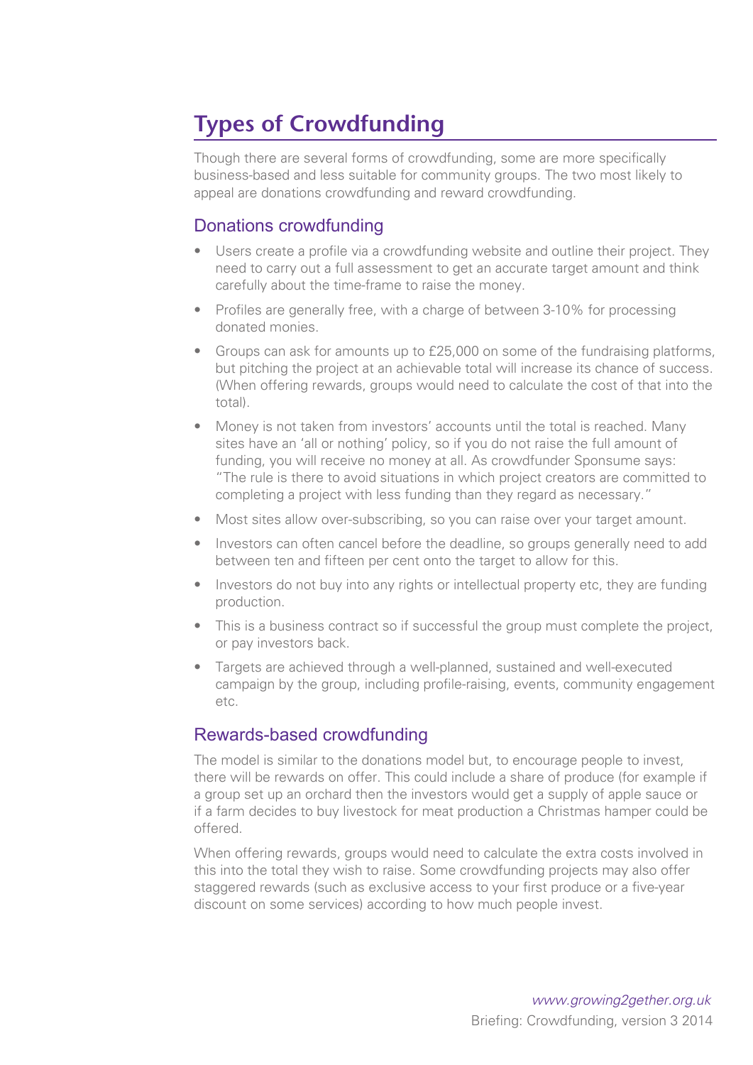# Types of Crowdfunding

Though there are several forms of crowdfunding, some are more specifically business-based and less suitable for community groups. The two most likely to appeal are donations crowdfunding and reward crowdfunding.

## Donations crowdfunding

- Users create a profile via a crowdfunding website and outline their project. They need to carry out a full assessment to get an accurate target amount and think carefully about the time-frame to raise the money.
- Profiles are generally free, with a charge of between 3-10% for processing donated monies.
- Groups can ask for amounts up to £25,000 on some of the fundraising platforms, but pitching the project at an achievable total will increase its chance of success. (When offering rewards, groups would need to calculate the cost of that into the total).
- Money is not taken from investors' accounts until the total is reached. Many sites have an 'all or nothing' policy, so if you do not raise the full amount of funding, you will receive no money at all. As crowdfunder Sponsume says: "The rule is there to avoid situations in which project creators are committed to completing a project with less funding than they regard as necessary."
- Most sites allow over-subscribing, so you can raise over your target amount.
- Investors can often cancel before the deadline, so groups generally need to add between ten and fifteen per cent onto the target to allow for this.
- Investors do not buy into any rights or intellectual property etc, they are funding production.
- This is a business contract so if successful the group must complete the project, or pay investors back.
- Targets are achieved through a well-planned, sustained and well-executed campaign by the group, including profile-raising, events, community engagement etc.

## Rewards-based crowdfunding

The model is similar to the donations model but, to encourage people to invest, there will be rewards on offer. This could include a share of produce (for example if a group set up an orchard then the investors would get a supply of apple sauce or if a farm decides to buy livestock for meat production a Christmas hamper could be offered.

When offering rewards, groups would need to calculate the extra costs involved in this into the total they wish to raise. Some crowdfunding projects may also offer staggered rewards (such as exclusive access to your first produce or a five-year discount on some services) according to how much people invest.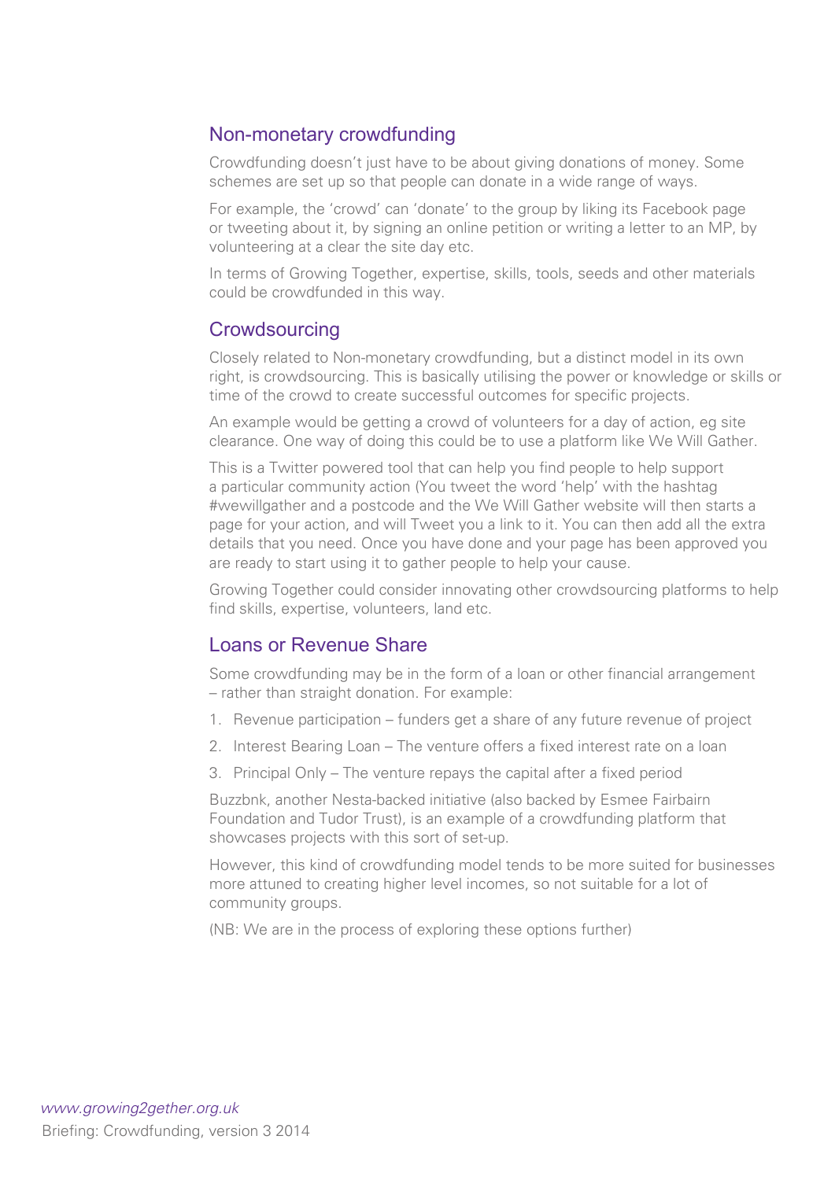## Non-monetary crowdfunding

Crowdfunding doesn't just have to be about giving donations of money. Some schemes are set up so that people can donate in a wide range of ways.

For example, the 'crowd' can 'donate' to the group by liking its Facebook page or tweeting about it, by signing an online petition or writing a letter to an MP, by volunteering at a clear the site day etc.

In terms of Growing Together, expertise, skills, tools, seeds and other materials could be crowdfunded in this way.

## Crowdsourcing

Closely related to Non-monetary crowdfunding, but a distinct model in its own right, is crowdsourcing. This is basically utilising the power or knowledge or skills or time of the crowd to create successful outcomes for specific projects.

An example would be getting a crowd of volunteers for a day of action, eg site clearance. One way of doing this could be to use a platform like We Will Gather.

This is a Twitter powered tool that can help you find people to help support a particular community action (You tweet the word 'help' with the hashtag #wewillgather and a postcode and the We Will Gather website will then starts a page for your action, and will Tweet you a link to it. You can then add all the extra details that you need. Once you have done and your page has been approved you are ready to start using it to gather people to help your cause.

Growing Together could consider innovating other crowdsourcing platforms to help find skills, expertise, volunteers, land etc.

## Loans or Revenue Share

Some crowdfunding may be in the form of a loan or other financial arrangement – rather than straight donation. For example:

1. Revenue participation – funders get a share of any future revenue of project
2. Interest Bearing Loan – The venture offers a fixed interest rate on a loan
3. Principal Only – The venture repays the capital after a fixed period

Buzzbnk, another Nesta-backed initiative (also backed by Esmee Fairbairn Foundation and Tudor Trust), is an example of a crowdfunding platform that showcases projects with this sort of set-up.

However, this kind of crowdfunding model tends to be more suited for businesses more attuned to creating higher level incomes, so not suitable for a lot of community groups.

(NB: We are in the process of exploring these options further)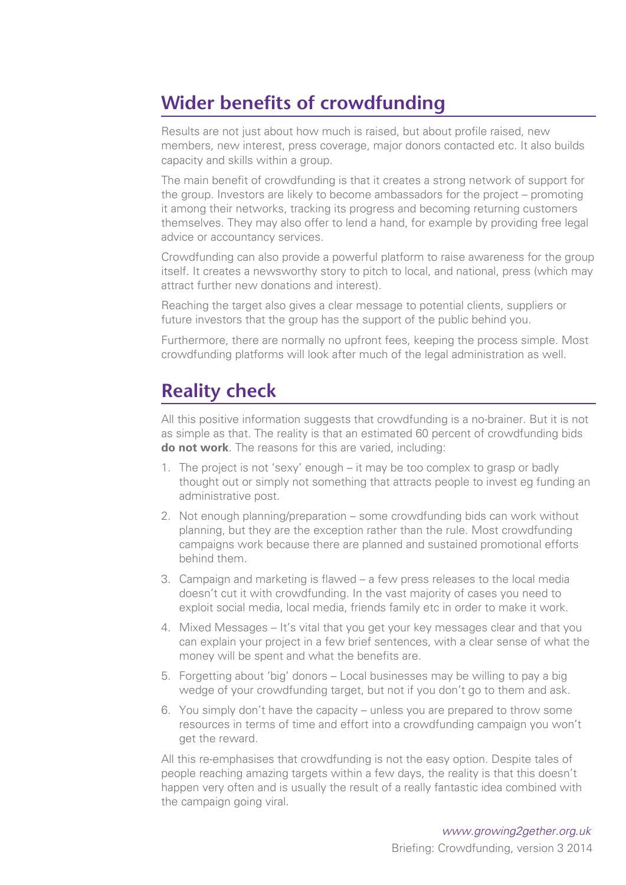## Wider benefits of crowdfunding

Results are not just about how much is raised, but about profile raised, new members, new interest, press coverage, major donors contacted etc. It also builds capacity and skills within a group.

The main benefit of crowdfunding is that it creates a strong network of support for the group. Investors are likely to become ambassadors for the project – promoting it among their networks, tracking its progress and becoming returning customers themselves. They may also offer to lend a hand, for example by providing free legal advice or accountancy services.

Crowdfunding can also provide a powerful platform to raise awareness for the group itself. It creates a newsworthy story to pitch to local, and national, press (which may attract further new donations and interest).

Reaching the target also gives a clear message to potential clients, suppliers or future investors that the group has the support of the public behind you.

Furthermore, there are normally no upfront fees, keeping the process simple. Most crowdfunding platforms will look after much of the legal administration as well.

## Reality check

All this positive information suggests that crowdfunding is a no-brainer. But it is not as simple as that. The reality is that an estimated 60 percent of crowdfunding bids **do not work**. The reasons for this are varied, including:

1. The project is not 'sexy' enough – it may be too complex to grasp or badly thought out or simply not something that attracts people to invest eg funding an administrative post.
2. Not enough planning/preparation – some crowdfunding bids can work without planning, but they are the exception rather than the rule. Most crowdfunding campaigns work because there are planned and sustained promotional efforts behind them.
3. Campaign and marketing is flawed – a few press releases to the local media doesn't cut it with crowdfunding. In the vast majority of cases you need to exploit social media, local media, friends family etc in order to make it work.
4. Mixed Messages – It's vital that you get your key messages clear and that you can explain your project in a few brief sentences, with a clear sense of what the money will be spent and what the benefits are.
5. Forgetting about 'big' donors – Local businesses may be willing to pay a big wedge of your crowdfunding target, but not if you don't go to them and ask.
6. You simply don't have the capacity – unless you are prepared to throw some resources in terms of time and effort into a crowdfunding campaign you won't get the reward.

All this re-emphasises that crowdfunding is not the easy option. Despite tales of people reaching amazing targets within a few days, the reality is that this doesn't happen very often and is usually the result of a really fantastic idea combined with the campaign going viral.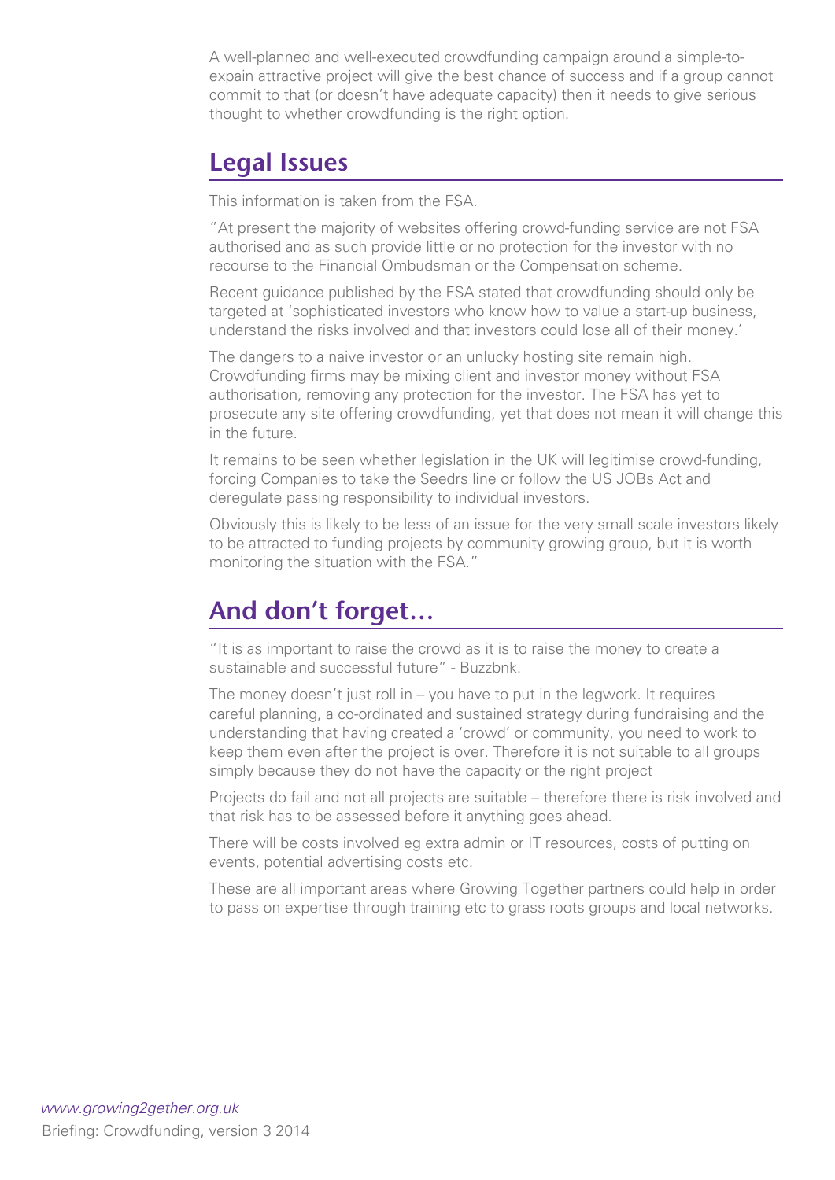A well-planned and well-executed crowdfunding campaign around a simple-to-expain attractive project will give the best chance of success and if a group cannot commit to that (or doesn't have adequate capacity) then it needs to give serious thought to whether crowdfunding is the right option.

## Legal Issues

This information is taken from the FSA.

"At present the majority of websites offering crowd-funding service are not FSA authorised and as such provide little or no protection for the investor with no recourse to the Financial Ombudsman or the Compensation scheme.

Recent guidance published by the FSA stated that crowdfunding should only be targeted at 'sophisticated investors who know how to value a start-up business, understand the risks involved and that investors could lose all of their money.'

The dangers to a naive investor or an unlucky hosting site remain high. Crowdfunding firms may be mixing client and investor money without FSA authorisation, removing any protection for the investor. The FSA has yet to prosecute any site offering crowdfunding, yet that does not mean it will change this in the future.

It remains to be seen whether legislation in the UK will legitimise crowd-funding, forcing Companies to take the Seedrs line or follow the US JOBs Act and deregulate passing responsibility to individual investors.

Obviously this is likely to be less of an issue for the very small scale investors likely to be attracted to funding projects by community growing group, but it is worth monitoring the situation with the FSA."

## And don't forget…

"It is as important to raise the crowd as it is to raise the money to create a sustainable and successful future" - Buzzbnk.

The money doesn't just roll in – you have to put in the legwork. It requires careful planning, a co-ordinated and sustained strategy during fundraising and the understanding that having created a 'crowd' or community, you need to work to keep them even after the project is over. Therefore it is not suitable to all groups simply because they do not have the capacity or the right project

Projects do fail and not all projects are suitable – therefore there is risk involved and that risk has to be assessed before it anything goes ahead.

There will be costs involved eg extra admin or IT resources, costs of putting on events, potential advertising costs etc.

These are all important areas where Growing Together partners could help in order to pass on expertise through training etc to grass roots groups and local networks.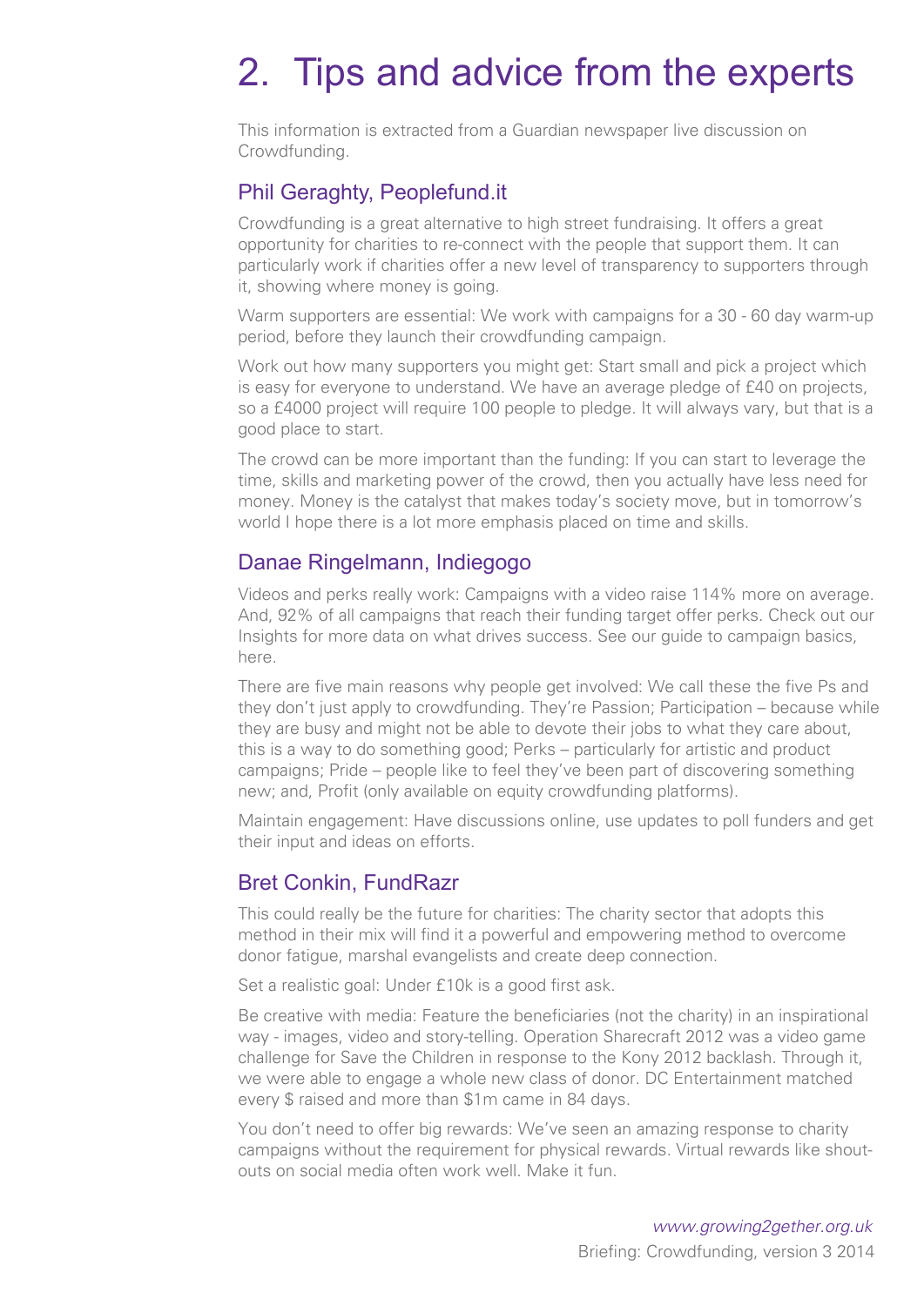# 2. Tips and advice from the experts

This information is extracted from a Guardian newspaper live discussion on Crowdfunding.

## Phil Geraghty, Peoplefund.it

Crowdfunding is a great alternative to high street fundraising. It offers a great opportunity for charities to re-connect with the people that support them. It can particularly work if charities offer a new level of transparency to supporters through it, showing where money is going.

Warm supporters are essential: We work with campaigns for a 30 - 60 day warm-up period, before they launch their crowdfunding campaign.

Work out how many supporters you might get: Start small and pick a project which is easy for everyone to understand. We have an average pledge of £40 on projects, so a £4000 project will require 100 people to pledge. It will always vary, but that is a good place to start.

The crowd can be more important than the funding: If you can start to leverage the time, skills and marketing power of the crowd, then you actually have less need for money. Money is the catalyst that makes today's society move, but in tomorrow's world I hope there is a lot more emphasis placed on time and skills.

## Danae Ringelmann, Indiegogo

Videos and perks really work: Campaigns with a video raise 114% more on average. And, 92% of all campaigns that reach their funding target offer perks. Check out our Insights for more data on what drives success. See our guide to campaign basics, here.

There are five main reasons why people get involved: We call these the five Ps and they don't just apply to crowdfunding. They're Passion; Participation – because while they are busy and might not be able to devote their jobs to what they care about, this is a way to do something good; Perks – particularly for artistic and product campaigns; Pride – people like to feel they've been part of discovering something new; and, Profit (only available on equity crowdfunding platforms).

Maintain engagement: Have discussions online, use updates to poll funders and get their input and ideas on efforts.

## Bret Conkin, FundRazr

This could really be the future for charities: The charity sector that adopts this method in their mix will find it a powerful and empowering method to overcome donor fatigue, marshal evangelists and create deep connection.

Set a realistic goal: Under £10k is a good first ask.

Be creative with media: Feature the beneficiaries (not the charity) in an inspirational way - images, video and story-telling. Operation Sharecraft 2012 was a video game challenge for Save the Children in response to the Kony 2012 backlash. Through it, we were able to engage a whole new class of donor. DC Entertainment matched every $ raised and more than $1m came in 84 days.

You don't need to offer big rewards: We've seen an amazing response to charity campaigns without the requirement for physical rewards. Virtual rewards like shout-outs on social media often work well. Make it fun.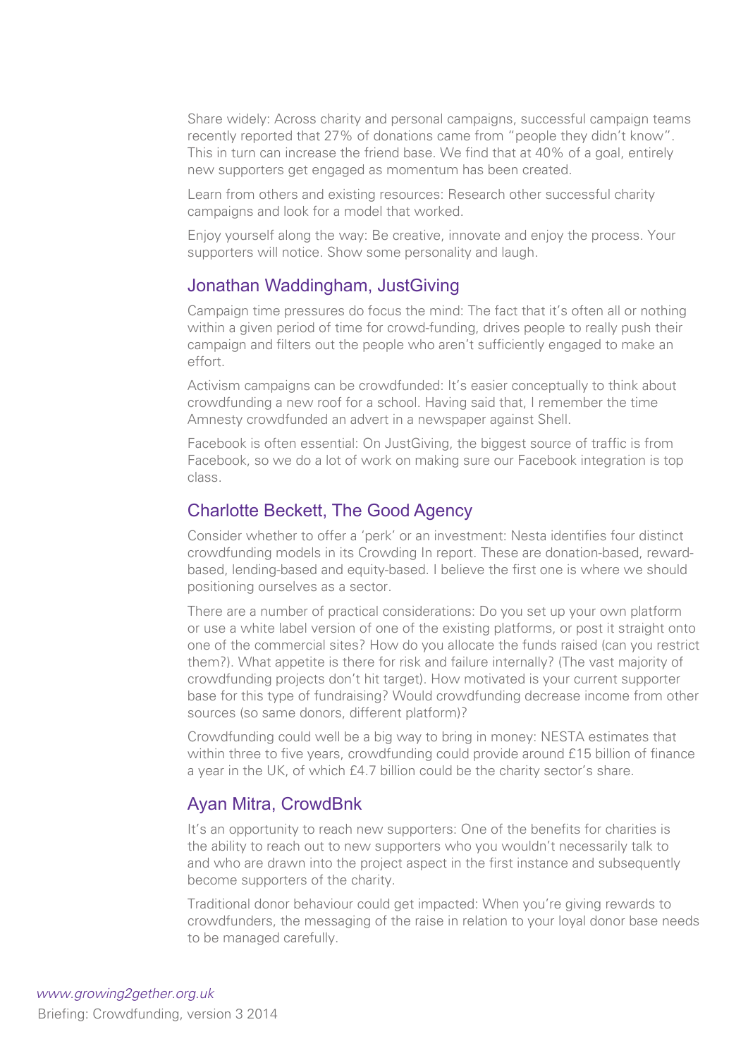Share widely: Across charity and personal campaigns, successful campaign teams recently reported that 27% of donations came from "people they didn't know". This in turn can increase the friend base. We find that at 40% of a goal, entirely new supporters get engaged as momentum has been created.

Learn from others and existing resources: Research other successful charity campaigns and look for a model that worked.

Enjoy yourself along the way: Be creative, innovate and enjoy the process. Your supporters will notice. Show some personality and laugh.

## Jonathan Waddingham, JustGiving

Campaign time pressures do focus the mind: The fact that it's often all or nothing within a given period of time for crowd-funding, drives people to really push their campaign and filters out the people who aren't sufficiently engaged to make an effort.

Activism campaigns can be crowdfunded: It's easier conceptually to think about crowdfunding a new roof for a school. Having said that, I remember the time Amnesty crowdfunded an advert in a newspaper against Shell.

Facebook is often essential: On JustGiving, the biggest source of traffic is from Facebook, so we do a lot of work on making sure our Facebook integration is top class.

## Charlotte Beckett, The Good Agency

Consider whether to offer a 'perk' or an investment: Nesta identifies four distinct crowdfunding models in its Crowding In report. These are donation-based, reward-based, lending-based and equity-based. I believe the first one is where we should positioning ourselves as a sector.

There are a number of practical considerations: Do you set up your own platform or use a white label version of one of the existing platforms, or post it straight onto one of the commercial sites? How do you allocate the funds raised (can you restrict them?). What appetite is there for risk and failure internally? (The vast majority of crowdfunding projects don't hit target). How motivated is your current supporter base for this type of fundraising? Would crowdfunding decrease income from other sources (so same donors, different platform)?

Crowdfunding could well be a big way to bring in money: NESTA estimates that within three to five years, crowdfunding could provide around £15 billion of finance a year in the UK, of which £4.7 billion could be the charity sector's share.

## Ayan Mitra, CrowdBnk

It's an opportunity to reach new supporters: One of the benefits for charities is the ability to reach out to new supporters who you wouldn't necessarily talk to and who are drawn into the project aspect in the first instance and subsequently become supporters of the charity.

Traditional donor behaviour could get impacted: When you're giving rewards to crowdfunders, the messaging of the raise in relation to your loyal donor base needs to be managed carefully.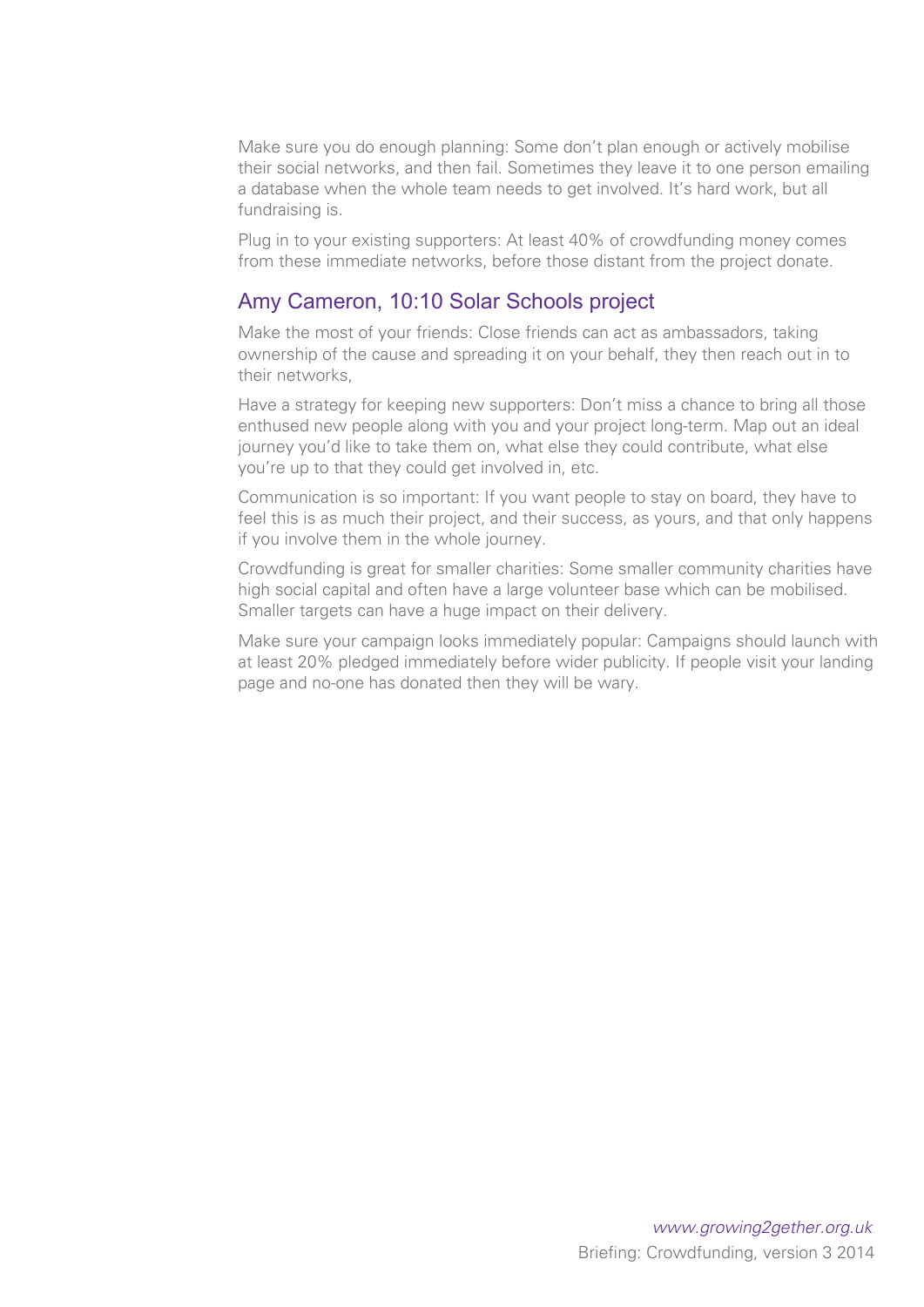Make sure you do enough planning: Some don't plan enough or actively mobilise their social networks, and then fail. Sometimes they leave it to one person emailing a database when the whole team needs to get involved. It's hard work, but all fundraising is.

Plug in to your existing supporters: At least 40% of crowdfunding money comes from these immediate networks, before those distant from the project donate.

## Amy Cameron, 10:10 Solar Schools project

Make the most of your friends: Close friends can act as ambassadors, taking ownership of the cause and spreading it on your behalf, they then reach out in to their networks,

Have a strategy for keeping new supporters: Don't miss a chance to bring all those enthused new people along with you and your project long-term. Map out an ideal journey you'd like to take them on, what else they could contribute, what else you're up to that they could get involved in, etc.

Communication is so important: If you want people to stay on board, they have to feel this is as much their project, and their success, as yours, and that only happens if you involve them in the whole journey.

Crowdfunding is great for smaller charities: Some smaller community charities have high social capital and often have a large volunteer base which can be mobilised. Smaller targets can have a huge impact on their delivery.

Make sure your campaign looks immediately popular: Campaigns should launch with at least 20% pledged immediately before wider publicity. If people visit your landing page and no-one has donated then they will be wary.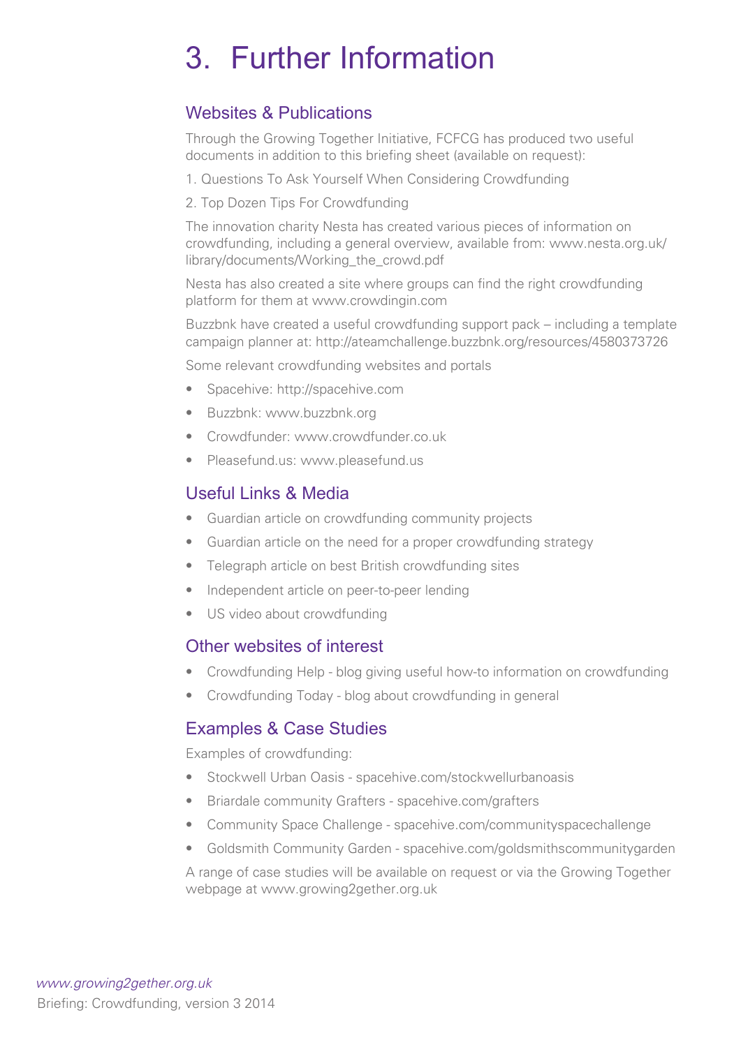# 3. Further Information

## Websites & Publications

Through the Growing Together Initiative, FCFCG has produced two useful documents in addition to this briefing sheet (available on request):

1. Questions To Ask Yourself When Considering Crowdfunding
2. Top Dozen Tips For Crowdfunding

The innovation charity Nesta has created various pieces of information on crowdfunding, including a general overview, available from: www.nesta.org.uk/library/documents/Working_the_crowd.pdf

Nesta has also created a site where groups can find the right crowdfunding platform for them at www.crowdingin.com

Buzzbnk have created a useful crowdfunding support pack – including a template campaign planner at: http://ateamchallenge.buzzbnk.org/resources/4580373726

Some relevant crowdfunding websites and portals

- Spacehive: http://spacehive.com
- Buzzbnk: www.buzzbnk.org
- Crowdfunder: www.crowdfunder.co.uk
- Pleasefund.us: www.pleasefund.us

## Useful Links & Media

- Guardian article on crowdfunding community projects
- Guardian article on the need for a proper crowdfunding strategy
- Telegraph article on best British crowdfunding sites
- Independent article on peer-to-peer lending
- US video about crowdfunding

## Other websites of interest

- Crowdfunding Help - blog giving useful how-to information on crowdfunding
- Crowdfunding Today - blog about crowdfunding in general

## Examples & Case Studies

Examples of crowdfunding:

- Stockwell Urban Oasis - spacehive.com/stockwellurbanoasis
- Briardale community Grafters - spacehive.com/grafters
- Community Space Challenge - spacehive.com/communityspacechallenge
- Goldsmith Community Garden - spacehive.com/goldsmithscommunitygarden

A range of case studies will be available on request or via the Growing Together webpage at www.growing2gether.org.uk